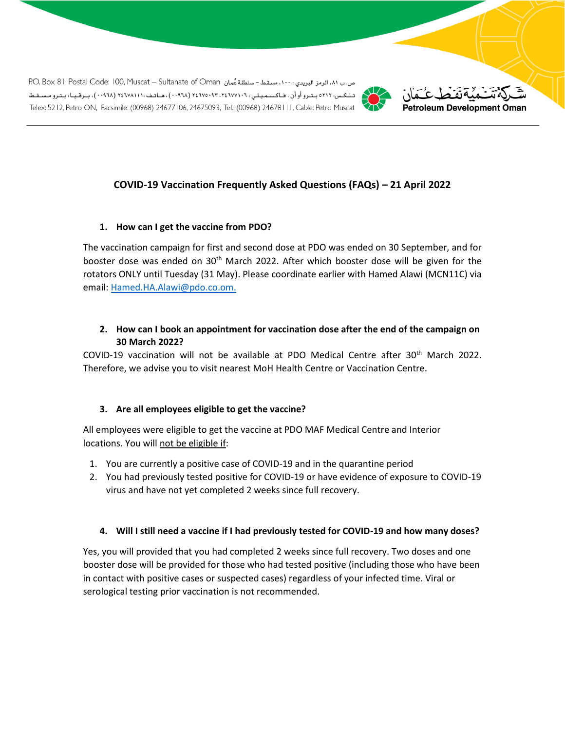# COVID-19 Vaccination Frequently Asked Questions (FAQs) – 21 April 2022

## 1. How can I get the vaccine from PDO?

The vaccination campaign for first and second dose at PDO was ended on 30 September, and for booster dose was ended on 30th March 2022. After which booster dose will be given for the rotators ONLY until Tuesday (31 May). Please coordinate earlier with Hamed Alawi (MCN11C) via email: Hamed.HA.Alawi@pdo.co.om.

## 2. How can I book an appointment for vaccination dose after the end of the campaign on 30 March 2022?

COVID-19 vaccination will not be available at PDO Medical Centre after 30th March 2022. Therefore, we advise you to visit nearest MoH Health Centre or Vaccination Centre.

## 3. Are all employees eligible to get the vaccine?

All employees were eligible to get the vaccine at PDO MAF Medical Centre and Interior locations. You will not be eligible if:

1. You are currently a positive case of COVID-19 and in the quarantine period
2. You had previously tested positive for COVID-19 or have evidence of exposure to COVID-19 virus and have not yet completed 2 weeks since full recovery.

## 4. Will I still need a vaccine if I had previously tested for COVID-19 and how many doses?

Yes, you will provided that you had completed 2 weeks since full recovery. Two doses and one booster dose will be provided for those who had tested positive (including those who have been in contact with positive cases or suspected cases) regardless of your infected time. Viral or serological testing prior vaccination is not recommended.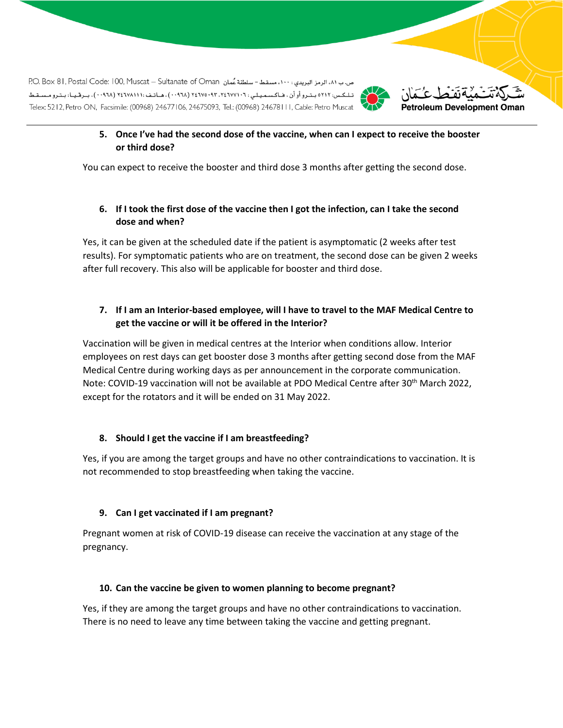**5. Once I've had the second dose of the vaccine, when can I expect to receive the booster or third dose?**

You can expect to receive the booster and third dose 3 months after getting the second dose.

**6. If I took the first dose of the vaccine then I got the infection, can I take the second dose and when?**

Yes, it can be given at the scheduled date if the patient is asymptomatic (2 weeks after test results). For symptomatic patients who are on treatment, the second dose can be given 2 weeks after full recovery. This also will be applicable for booster and third dose.

**7. If I am an Interior-based employee, will I have to travel to the MAF Medical Centre to get the vaccine or will it be offered in the Interior?**

Vaccination will be given in medical centres at the Interior when conditions allow. Interior employees on rest days can get booster dose 3 months after getting second dose from the MAF Medical Centre during working days as per announcement in the corporate communication. Note: COVID-19 vaccination will not be available at PDO Medical Centre after 30th March 2022, except for the rotators and it will be ended on 31 May 2022.

**8. Should I get the vaccine if I am breastfeeding?**

Yes, if you are among the target groups and have no other contraindications to vaccination. It is not recommended to stop breastfeeding when taking the vaccine.

**9. Can I get vaccinated if I am pregnant?**

Pregnant women at risk of COVID-19 disease can receive the vaccination at any stage of the pregnancy.

**10. Can the vaccine be given to women planning to become pregnant?**

Yes, if they are among the target groups and have no other contraindications to vaccination. There is no need to leave any time between taking the vaccine and getting pregnant.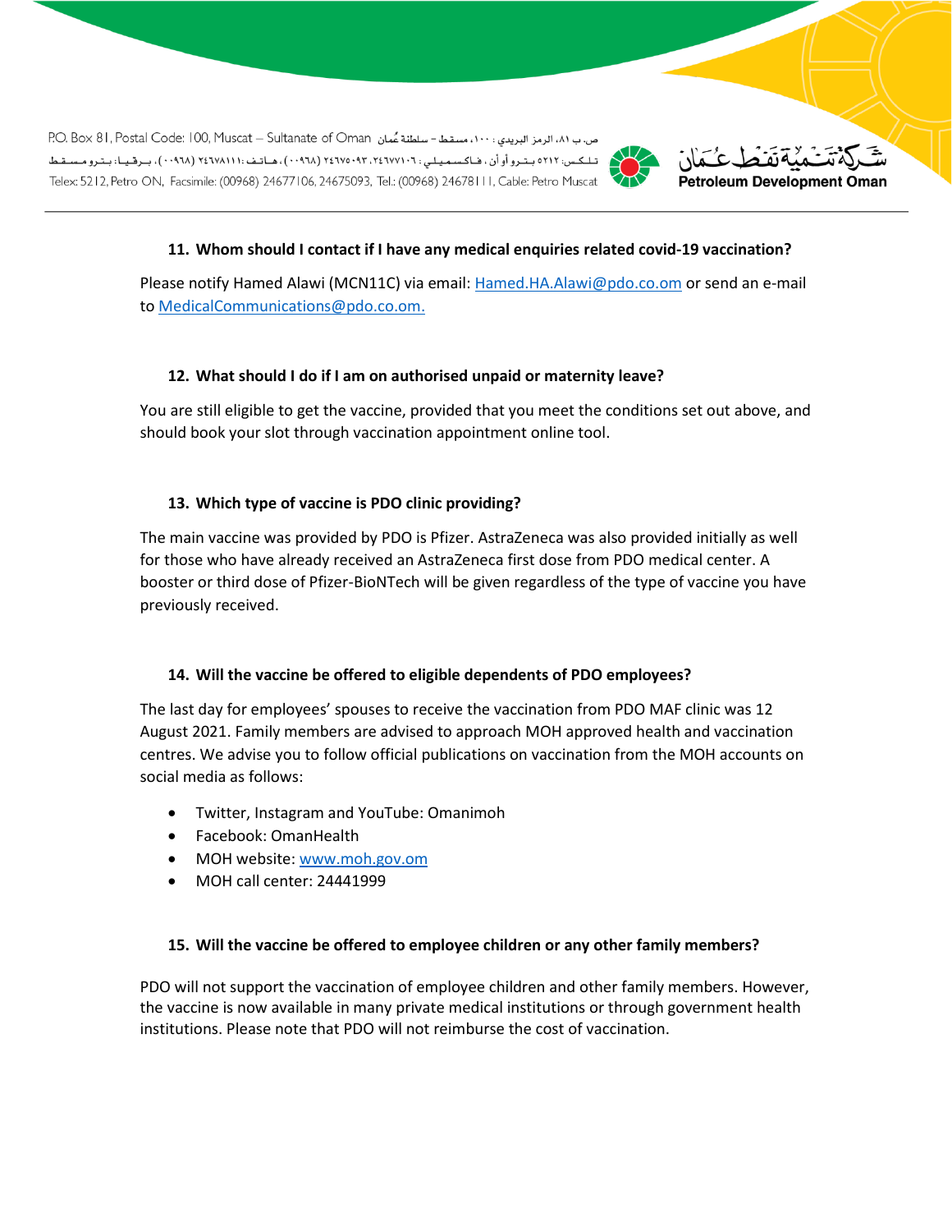### 11. Whom should I contact if I have any medical enquiries related covid-19 vaccination?

Please notify Hamed Alawi (MCN11C) via email: Hamed.HA.Alawi@pdo.co.om or send an e-mail to MedicalCommunications@pdo.co.om.

### 12. What should I do if I am on authorised unpaid or maternity leave?

You are still eligible to get the vaccine, provided that you meet the conditions set out above, and should book your slot through vaccination appointment online tool.

### 13. Which type of vaccine is PDO clinic providing?

The main vaccine was provided by PDO is Pfizer. AstraZeneca was also provided initially as well for those who have already received an AstraZeneca first dose from PDO medical center. A booster or third dose of Pfizer-BioNTech will be given regardless of the type of vaccine you have previously received.

### 14. Will the vaccine be offered to eligible dependents of PDO employees?

The last day for employees' spouses to receive the vaccination from PDO MAF clinic was 12 August 2021. Family members are advised to approach MOH approved health and vaccination centres. We advise you to follow official publications on vaccination from the MOH accounts on social media as follows:

- Twitter, Instagram and YouTube: Omanimoh
- Facebook: OmanHealth
- MOH website: www.moh.gov.om
- MOH call center: 24441999

### 15. Will the vaccine be offered to employee children or any other family members?

PDO will not support the vaccination of employee children and other family members. However, the vaccine is now available in many private medical institutions or through government health institutions. Please note that PDO will not reimburse the cost of vaccination.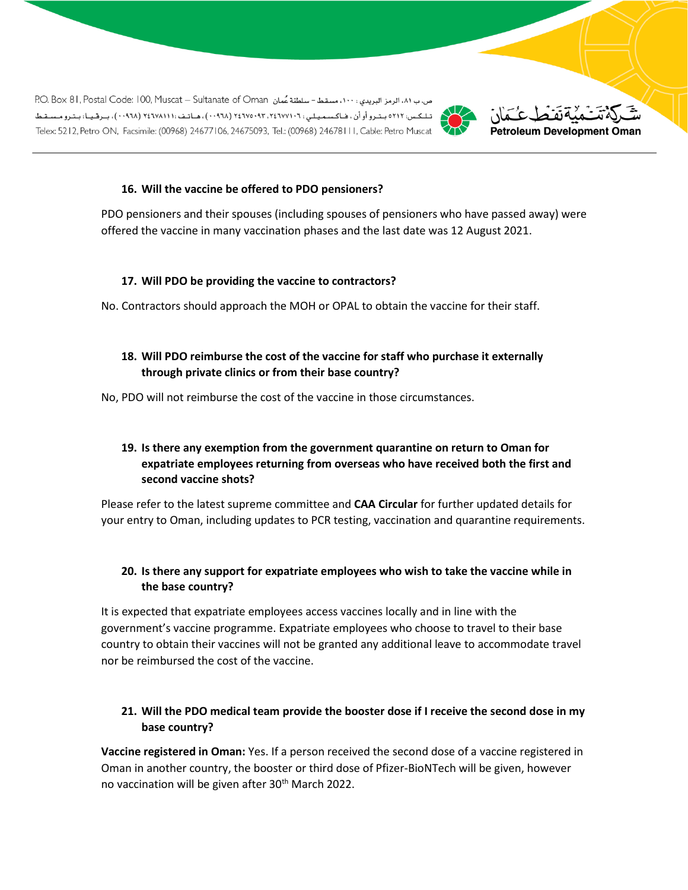**16. Will the vaccine be offered to PDO pensioners?**

PDO pensioners and their spouses (including spouses of pensioners who have passed away) were offered the vaccine in many vaccination phases and the last date was 12 August 2021.

**17. Will PDO be providing the vaccine to contractors?**

No. Contractors should approach the MOH or OPAL to obtain the vaccine for their staff.

**18. Will PDO reimburse the cost of the vaccine for staff who purchase it externally through private clinics or from their base country?**

No, PDO will not reimburse the cost of the vaccine in those circumstances.

**19. Is there any exemption from the government quarantine on return to Oman for expatriate employees returning from overseas who have received both the first and second vaccine shots?**

Please refer to the latest supreme committee and **CAA Circular** for further updated details for your entry to Oman, including updates to PCR testing, vaccination and quarantine requirements.

**20. Is there any support for expatriate employees who wish to take the vaccine while in the base country?**

It is expected that expatriate employees access vaccines locally and in line with the government's vaccine programme. Expatriate employees who choose to travel to their base country to obtain their vaccines will not be granted any additional leave to accommodate travel nor be reimbursed the cost of the vaccine.

**21. Will the PDO medical team provide the booster dose if I receive the second dose in my base country?**

**Vaccine registered in Oman:** Yes. If a person received the second dose of a vaccine registered in Oman in another country, the booster or third dose of Pfizer-BioNTech will be given, however no vaccination will be given after 30th March 2022.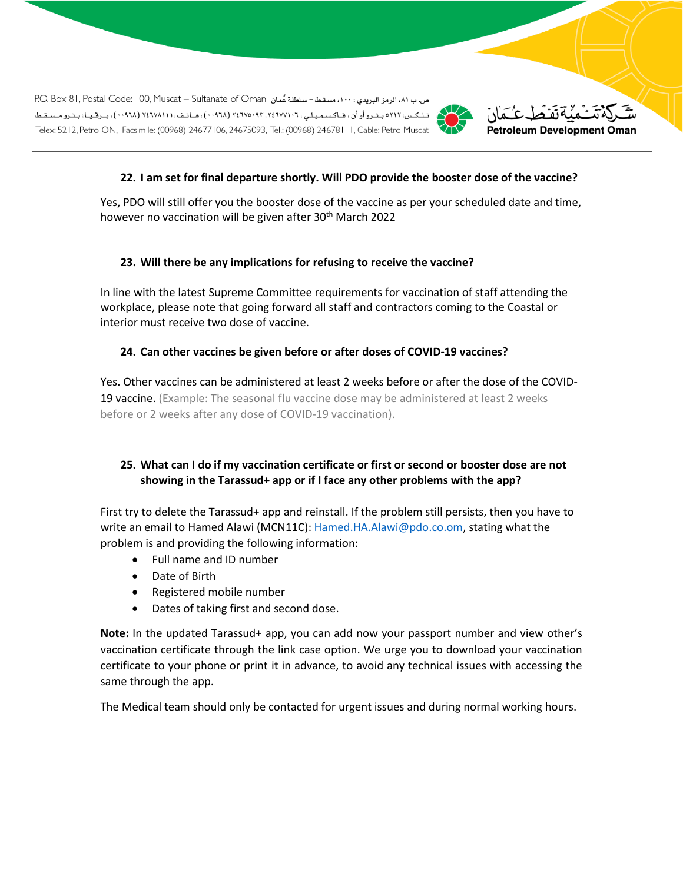**22. I am set for final departure shortly. Will PDO provide the booster dose of the vaccine?**

Yes, PDO will still offer you the booster dose of the vaccine as per your scheduled date and time, however no vaccination will be given after 30th March 2022

**23. Will there be any implications for refusing to receive the vaccine?**

In line with the latest Supreme Committee requirements for vaccination of staff attending the workplace, please note that going forward all staff and contractors coming to the Coastal or interior must receive two dose of vaccine.

**24. Can other vaccines be given before or after doses of COVID-19 vaccines?**

Yes. Other vaccines can be administered at least 2 weeks before or after the dose of the COVID-19 vaccine. (Example: The seasonal flu vaccine dose may be administered at least 2 weeks before or 2 weeks after any dose of COVID-19 vaccination).

**25. What can I do if my vaccination certificate or first or second or booster dose are not showing in the Tarassud+ app or if I face any other problems with the app?**

First try to delete the Tarassud+ app and reinstall. If the problem still persists, then you have to write an email to Hamed Alawi (MCN11C): Hamed.HA.Alawi@pdo.co.om, stating what the problem is and providing the following information:

- Full name and ID number
- Date of Birth
- Registered mobile number
- Dates of taking first and second dose.

**Note:** In the updated Tarassud+ app, you can add now your passport number and view other's vaccination certificate through the link case option. We urge you to download your vaccination certificate to your phone or print it in advance, to avoid any technical issues with accessing the same through the app.

The Medical team should only be contacted for urgent issues and during normal working hours.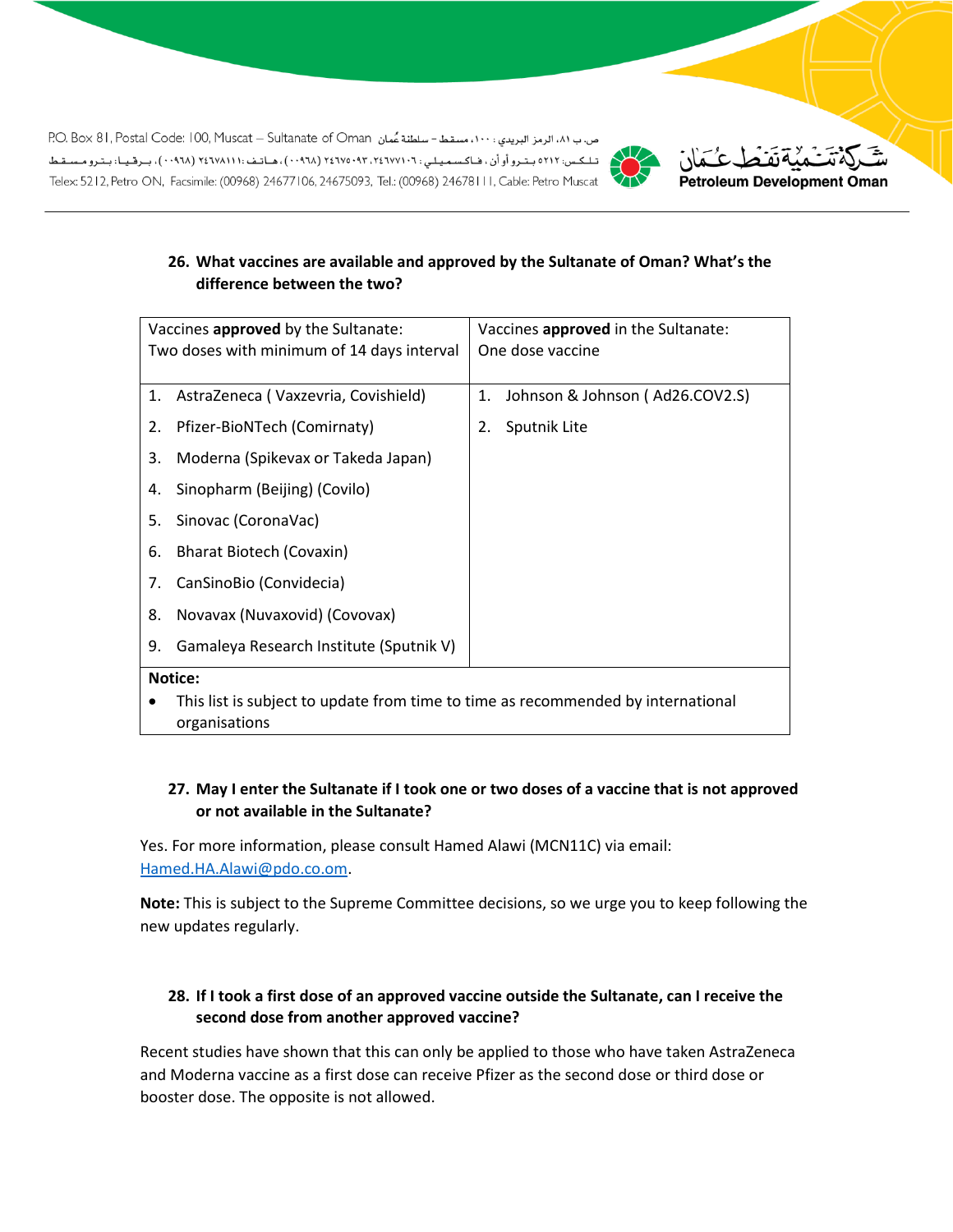**26. What vaccines are available and approved by the Sultanate of Oman? What's the difference between the two?**

| Vaccines **approved** by the Sultanate: Two doses with minimum of 14 days interval | Vaccines **approved** in the Sultanate: One dose vaccine |
|---|---|
| 1. AstraZeneca ( Vaxzevria, Covishield) | 1. Johnson & Johnson ( Ad26.COV2.S) |
| 2. Pfizer-BioNTech (Comirnaty) | 2. Sputnik Lite |
| 3. Moderna (Spikevax or Takeda Japan) | |
| 4. Sinopharm (Beijing) (Covilo) | |
| 5. Sinovac (CoronaVac) | |
| 6. Bharat Biotech (Covaxin) | |
| 7. CanSinoBio (Convidecia) | |
| 8. Novavax (Nuvaxovid) (Covovax) | |
| 9. Gamaleya Research Institute (Sputnik V) | |
| **Notice:** • This list is subject to update from time to time as recommended by international organisations | |

**27. May I enter the Sultanate if I took one or two doses of a vaccine that is not approved or not available in the Sultanate?**

Yes. For more information, please consult Hamed Alawi (MCN11C) via email: Hamed.HA.Alawi@pdo.co.om.

**Note:** This is subject to the Supreme Committee decisions, so we urge you to keep following the new updates regularly.

**28. If I took a first dose of an approved vaccine outside the Sultanate, can I receive the second dose from another approved vaccine?**

Recent studies have shown that this can only be applied to those who have taken AstraZeneca and Moderna vaccine as a first dose can receive Pfizer as the second dose or third dose or booster dose. The opposite is not allowed.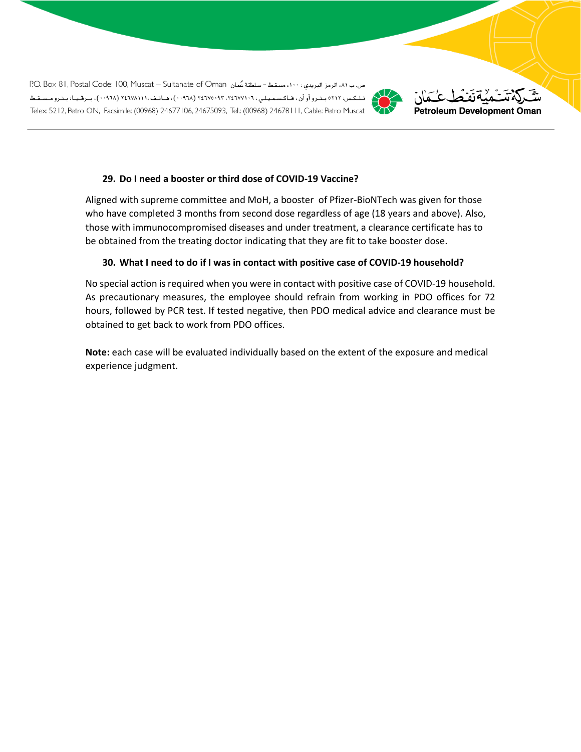**29. Do I need a booster or third dose of COVID-19 Vaccine?**

Aligned with supreme committee and MoH, a booster of Pfizer-BioNTech was given for those who have completed 3 months from second dose regardless of age (18 years and above). Also, those with immunocompromised diseases and under treatment, a clearance certificate has to be obtained from the treating doctor indicating that they are fit to take booster dose.

**30. What I need to do if I was in contact with positive case of COVID-19 household?**

No special action is required when you were in contact with positive case of COVID-19 household. As precautionary measures, the employee should refrain from working in PDO offices for 72 hours, followed by PCR test. If tested negative, then PDO medical advice and clearance must be obtained to get back to work from PDO offices.

**Note:** each case will be evaluated individually based on the extent of the exposure and medical experience judgment.